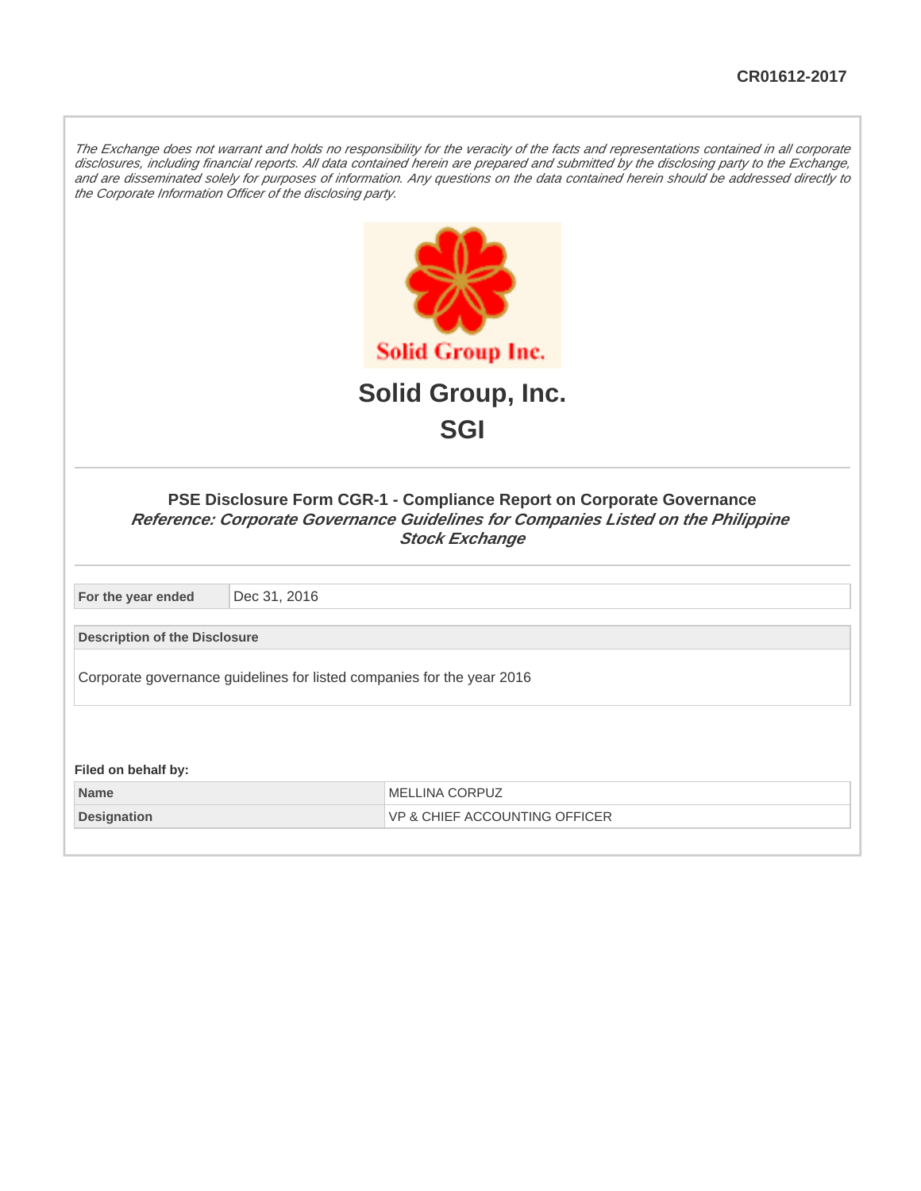CR01612-2017

*The Exchange does not warrant and holds no responsibility for the veracity of the facts and representations contained in all corporate disclosures, including financial reports. All data contained herein are prepared and submitted by the disclosing party to the Exchange, and are disseminated solely for purposes of information. Any questions on the data contained herein should be addressed directly to the Corporate Information Officer of the disclosing party.*

# Solid Group, Inc.

# SGI

### PSE Disclosure Form CGR-1 - Compliance Report on Corporate Governance

***Reference: Corporate Governance Guidelines for Companies Listed on the Philippine Stock Exchange***

| For the year ended | Dec 31, 2016 |
|---|---|

| Description of the Disclosure |
|---|
| Corporate governance guidelines for listed companies for the year 2016 |

**Filed on behalf by:**

| Name | MELLINA CORPUZ |
|---|---|
| Designation | VP & CHIEF ACCOUNTING OFFICER |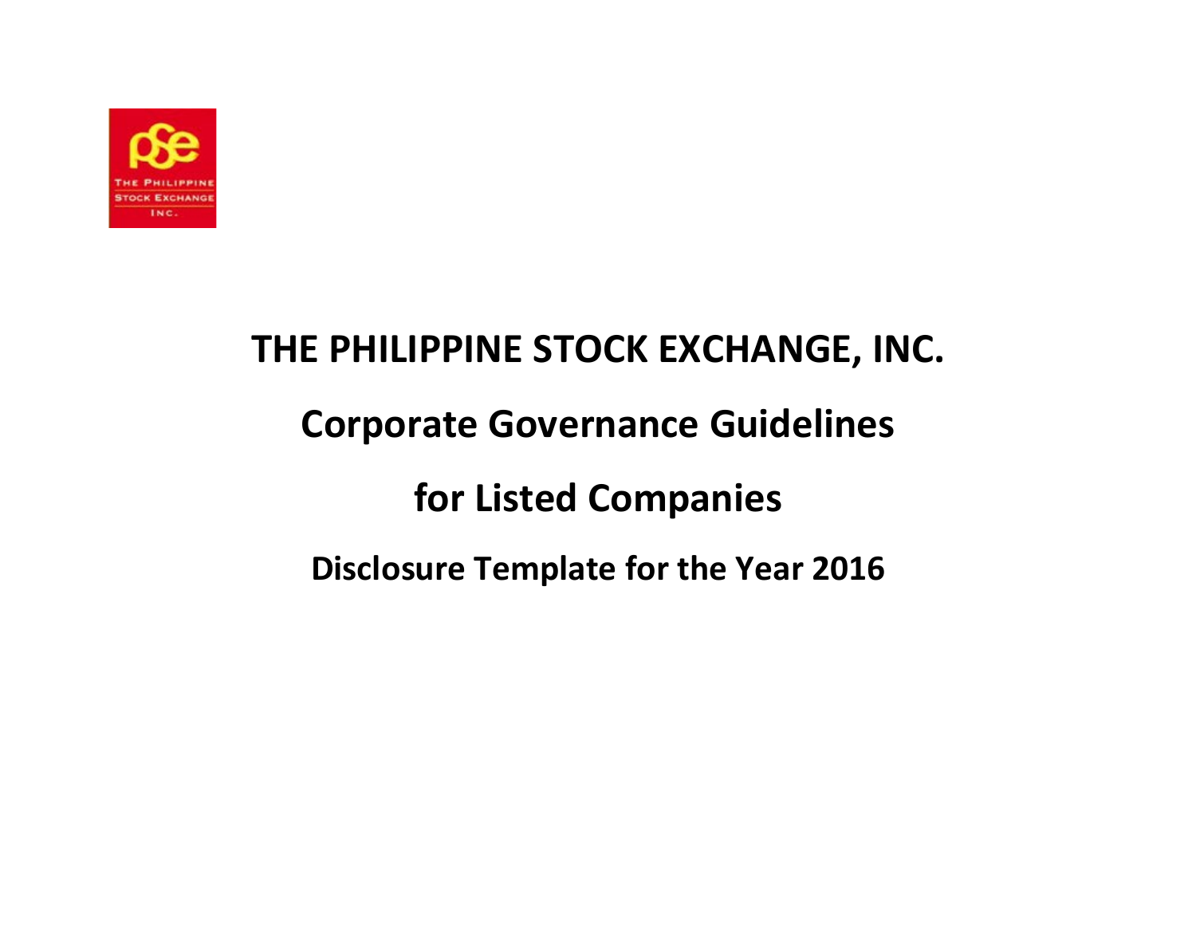# THE PHILIPPINE STOCK EXCHANGE, INC.

## Corporate Governance Guidelines

## for Listed Companies

### Disclosure Template for the Year 2016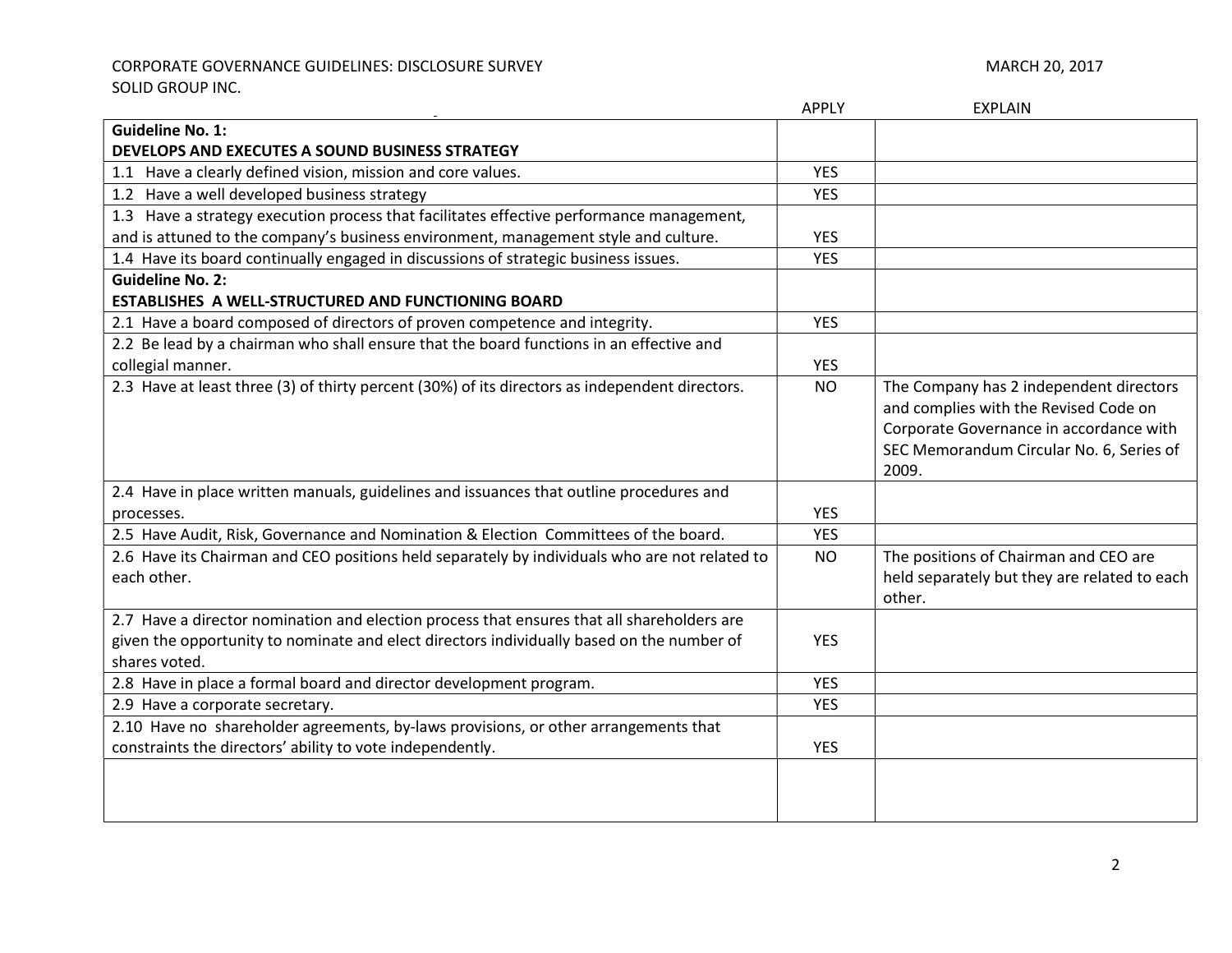CORPORATE GOVERNANCE GUIDELINES: DISCLOSURE SURVEY
SOLID GROUP INC.

MARCH 20, 2017

| | APPLY | EXPLAIN |
|---|---|---|
| **Guideline No. 1:** **DEVELOPS AND EXECUTES A SOUND BUSINESS STRATEGY** | | |
| 1.1 Have a clearly defined vision, mission and core values. | YES | |
| 1.2 Have a well developed business strategy | YES | |
| 1.3 Have a strategy execution process that facilitates effective performance management, and is attuned to the company's business environment, management style and culture. | YES | |
| 1.4 Have its board continually engaged in discussions of strategic business issues. | YES | |
| **Guideline No. 2:** **ESTABLISHES A WELL-STRUCTURED AND FUNCTIONING BOARD** | | |
| 2.1 Have a board composed of directors of proven competence and integrity. | YES | |
| 2.2 Be lead by a chairman who shall ensure that the board functions in an effective and collegial manner. | YES | |
| 2.3 Have at least three (3) of thirty percent (30%) of its directors as independent directors. | NO | The Company has 2 independent directors and complies with the Revised Code on Corporate Governance in accordance with SEC Memorandum Circular No. 6, Series of 2009. |
| 2.4 Have in place written manuals, guidelines and issuances that outline procedures and processes. | YES | |
| 2.5 Have Audit, Risk, Governance and Nomination & Election Committees of the board. | YES | |
| 2.6 Have its Chairman and CEO positions held separately by individuals who are not related to each other. | NO | The positions of Chairman and CEO are held separately but they are related to each other. |
| 2.7 Have a director nomination and election process that ensures that all shareholders are given the opportunity to nominate and elect directors individually based on the number of shares voted. | YES | |
| 2.8 Have in place a formal board and director development program. | YES | |
| 2.9 Have a corporate secretary. | YES | |
| 2.10 Have no shareholder agreements, by-laws provisions, or other arrangements that constraints the directors' ability to vote independently. | YES | |
| | | |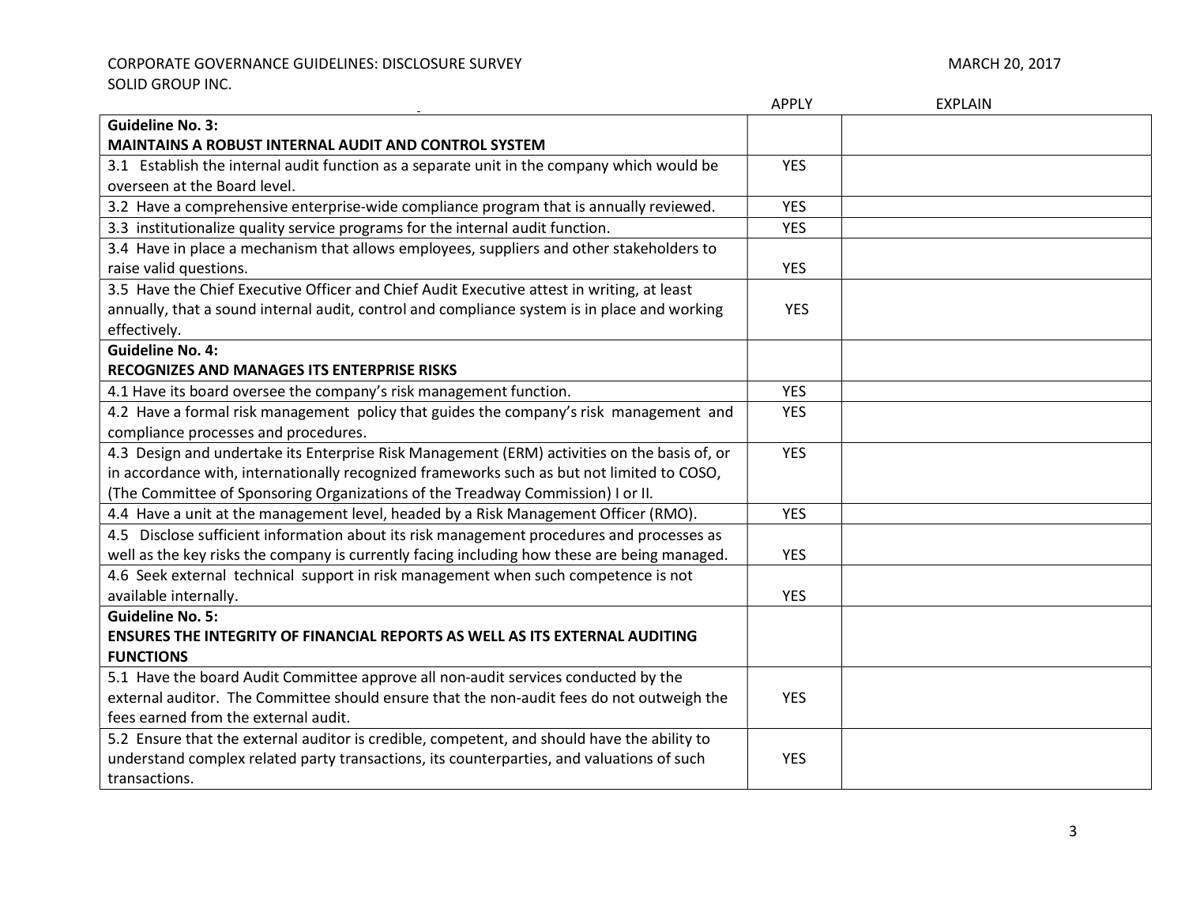CORPORATE GOVERNANCE GUIDELINES: DISCLOSURE SURVEY

SOLID GROUP INC.

MARCH 20, 2017

| | APPLY | EXPLAIN |
|---|---|---|
| **Guideline No. 3: MAINTAINS A ROBUST INTERNAL AUDIT AND CONTROL SYSTEM** | | |
| 3.1 Establish the internal audit function as a separate unit in the company which would be overseen at the Board level. | YES | |
| 3.2 Have a comprehensive enterprise-wide compliance program that is annually reviewed. | YES | |
| 3.3 institutionalize quality service programs for the internal audit function. | YES | |
| 3.4 Have in place a mechanism that allows employees, suppliers and other stakeholders to raise valid questions. | YES | |
| 3.5 Have the Chief Executive Officer and Chief Audit Executive attest in writing, at least annually, that a sound internal audit, control and compliance system is in place and working effectively. | YES | |
| **Guideline No. 4: RECOGNIZES AND MANAGES ITS ENTERPRISE RISKS** | | |
| 4.1 Have its board oversee the company's risk management function. | YES | |
| 4.2 Have a formal risk management policy that guides the company's risk management and compliance processes and procedures. | YES | |
| 4.3 Design and undertake its Enterprise Risk Management (ERM) activities on the basis of, or in accordance with, internationally recognized frameworks such as but not limited to COSO, (The Committee of Sponsoring Organizations of the Treadway Commission) I or II. | YES | |
| 4.4 Have a unit at the management level, headed by a Risk Management Officer (RMO). | YES | |
| 4.5 Disclose sufficient information about its risk management procedures and processes as well as the key risks the company is currently facing including how these are being managed. | YES | |
| 4.6 Seek external technical support in risk management when such competence is not available internally. | YES | |
| **Guideline No. 5: ENSURES THE INTEGRITY OF FINANCIAL REPORTS AS WELL AS ITS EXTERNAL AUDITING FUNCTIONS** | | |
| 5.1 Have the board Audit Committee approve all non-audit services conducted by the external auditor. The Committee should ensure that the non-audit fees do not outweigh the fees earned from the external audit. | YES | |
| 5.2 Ensure that the external auditor is credible, competent, and should have the ability to understand complex related party transactions, its counterparties, and valuations of such transactions. | YES | |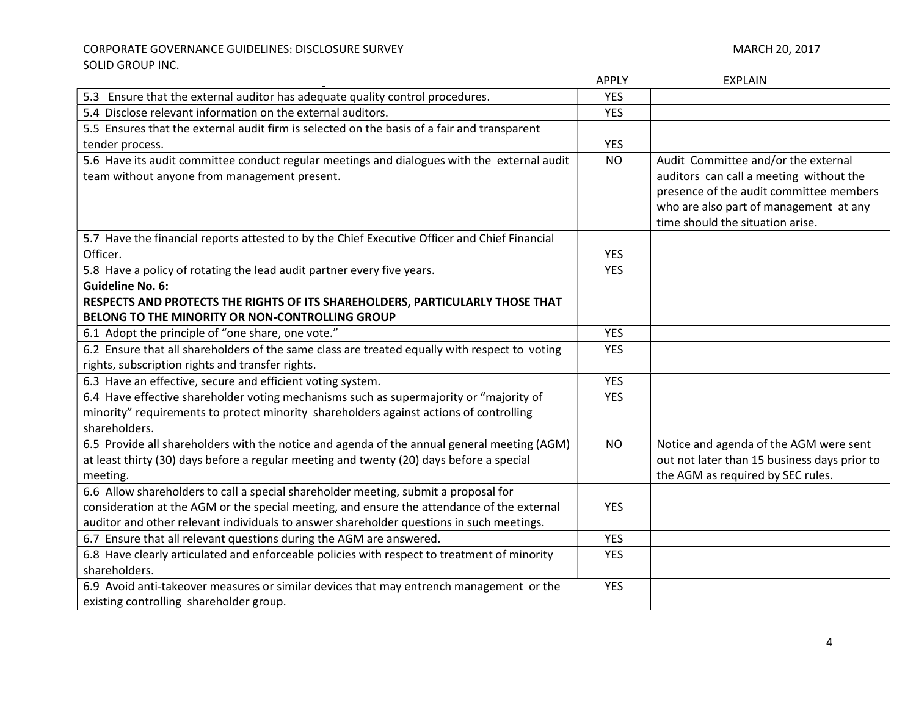| | APPLY | EXPLAIN |
|---|---|---|
| 5.3 Ensure that the external auditor has adequate quality control procedures. | YES | |
| 5.4 Disclose relevant information on the external auditors. | YES | |
| 5.5 Ensures that the external audit firm is selected on the basis of a fair and transparent tender process. | YES | |
| 5.6 Have its audit committee conduct regular meetings and dialogues with the external audit team without anyone from management present. | NO | Audit Committee and/or the external auditors can call a meeting without the presence of the audit committee members who are also part of management at any time should the situation arise. |
| 5.7 Have the financial reports attested to by the Chief Executive Officer and Chief Financial Officer. | YES | |
| 5.8 Have a policy of rotating the lead audit partner every five years. | YES | |
| **Guideline No. 6: RESPECTS AND PROTECTS THE RIGHTS OF ITS SHAREHOLDERS, PARTICULARLY THOSE THAT BELONG TO THE MINORITY OR NON-CONTROLLING GROUP** | | |
| 6.1 Adopt the principle of "one share, one vote." | YES | |
| 6.2 Ensure that all shareholders of the same class are treated equally with respect to voting rights, subscription rights and transfer rights. | YES | |
| 6.3 Have an effective, secure and efficient voting system. | YES | |
| 6.4 Have effective shareholder voting mechanisms such as supermajority or "majority of minority" requirements to protect minority shareholders against actions of controlling shareholders. | YES | |
| 6.5 Provide all shareholders with the notice and agenda of the annual general meeting (AGM) at least thirty (30) days before a regular meeting and twenty (20) days before a special meeting. | NO | Notice and agenda of the AGM were sent out not later than 15 business days prior to the AGM as required by SEC rules. |
| 6.6 Allow shareholders to call a special shareholder meeting, submit a proposal for consideration at the AGM or the special meeting, and ensure the attendance of the external auditor and other relevant individuals to answer shareholder questions in such meetings. | YES | |
| 6.7 Ensure that all relevant questions during the AGM are answered. | YES | |
| 6.8 Have clearly articulated and enforceable policies with respect to treatment of minority shareholders. | YES | |
| 6.9 Avoid anti-takeover measures or similar devices that may entrench management or the existing controlling shareholder group. | YES | |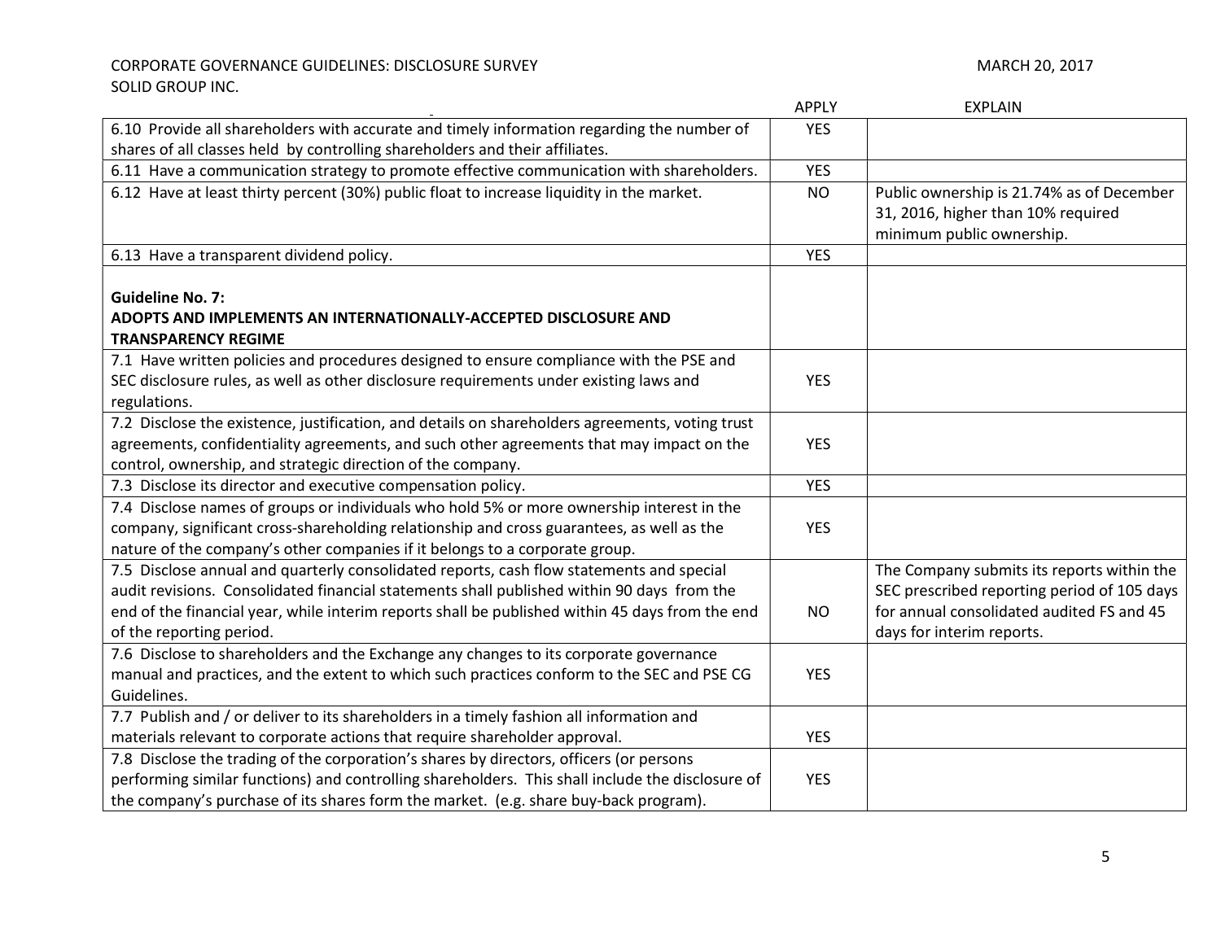| | APPLY | EXPLAIN |
|---|---|---|
| 6.10 Provide all shareholders with accurate and timely information regarding the number of shares of all classes held by controlling shareholders and their affiliates. | YES | |
| 6.11 Have a communication strategy to promote effective communication with shareholders. | YES | |
| 6.12 Have at least thirty percent (30%) public float to increase liquidity in the market. | NO | Public ownership is 21.74% as of December 31, 2016, higher than 10% required minimum public ownership. |
| 6.13 Have a transparent dividend policy. | YES | |
| **Guideline No. 7: ADOPTS AND IMPLEMENTS AN INTERNATIONALLY-ACCEPTED DISCLOSURE AND TRANSPARENCY REGIME** | | |
| 7.1 Have written policies and procedures designed to ensure compliance with the PSE and SEC disclosure rules, as well as other disclosure requirements under existing laws and regulations. | YES | |
| 7.2 Disclose the existence, justification, and details on shareholders agreements, voting trust agreements, confidentiality agreements, and such other agreements that may impact on the control, ownership, and strategic direction of the company. | YES | |
| 7.3 Disclose its director and executive compensation policy. | YES | |
| 7.4 Disclose names of groups or individuals who hold 5% or more ownership interest in the company, significant cross-shareholding relationship and cross guarantees, as well as the nature of the company's other companies if it belongs to a corporate group. | YES | |
| 7.5 Disclose annual and quarterly consolidated reports, cash flow statements and special audit revisions. Consolidated financial statements shall published within 90 days from the end of the financial year, while interim reports shall be published within 45 days from the end of the reporting period. | NO | The Company submits its reports within the SEC prescribed reporting period of 105 days for annual consolidated audited FS and 45 days for interim reports. |
| 7.6 Disclose to shareholders and the Exchange any changes to its corporate governance manual and practices, and the extent to which such practices conform to the SEC and PSE CG Guidelines. | YES | |
| 7.7 Publish and / or deliver to its shareholders in a timely fashion all information and materials relevant to corporate actions that require shareholder approval. | YES | |
| 7.8 Disclose the trading of the corporation's shares by directors, officers (or persons performing similar functions) and controlling shareholders. This shall include the disclosure of the company's purchase of its shares form the market. (e.g. share buy-back program). | YES | |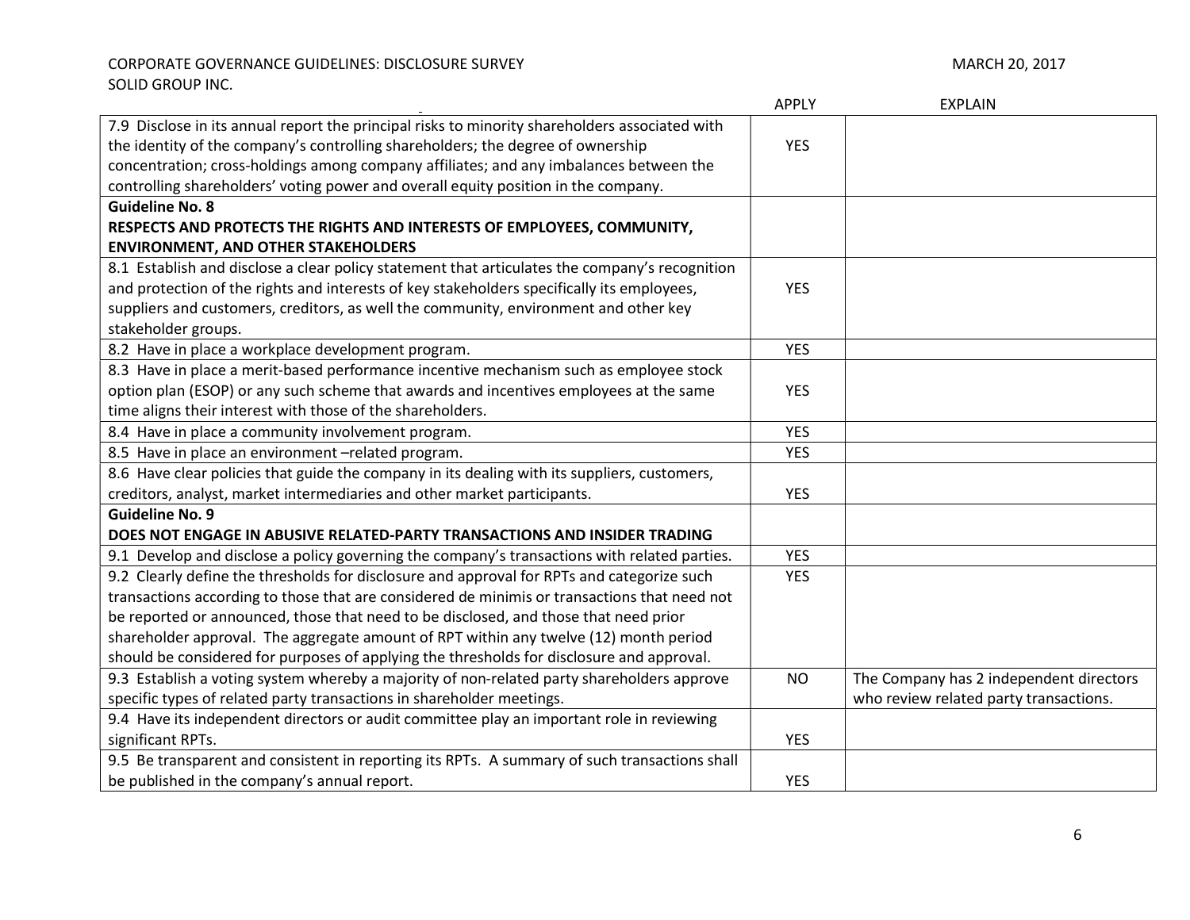| | APPLY | EXPLAIN |
|---|---|---|
| 7.9 Disclose in its annual report the principal risks to minority shareholders associated with the identity of the company's controlling shareholders; the degree of ownership concentration; cross-holdings among company affiliates; and any imbalances between the controlling shareholders' voting power and overall equity position in the company. | YES | |
| **Guideline No. 8**<br>**RESPECTS AND PROTECTS THE RIGHTS AND INTERESTS OF EMPLOYEES, COMMUNITY, ENVIRONMENT, AND OTHER STAKEHOLDERS** | | |
| 8.1 Establish and disclose a clear policy statement that articulates the company's recognition and protection of the rights and interests of key stakeholders specifically its employees, suppliers and customers, creditors, as well the community, environment and other key stakeholder groups. | YES | |
| 8.2 Have in place a workplace development program. | YES | |
| 8.3 Have in place a merit-based performance incentive mechanism such as employee stock option plan (ESOP) or any such scheme that awards and incentives employees at the same time aligns their interest with those of the shareholders. | YES | |
| 8.4 Have in place a community involvement program. | YES | |
| 8.5 Have in place an environment –related program. | YES | |
| 8.6 Have clear policies that guide the company in its dealing with its suppliers, customers, creditors, analyst, market intermediaries and other market participants. | YES | |
| **Guideline No. 9**<br>**DOES NOT ENGAGE IN ABUSIVE RELATED-PARTY TRANSACTIONS AND INSIDER TRADING** | | |
| 9.1 Develop and disclose a policy governing the company's transactions with related parties. | YES | |
| 9.2 Clearly define the thresholds for disclosure and approval for RPTs and categorize such transactions according to those that are considered de minimis or transactions that need not be reported or announced, those that need to be disclosed, and those that need prior shareholder approval. The aggregate amount of RPT within any twelve (12) month period should be considered for purposes of applying the thresholds for disclosure and approval. | YES | |
| 9.3 Establish a voting system whereby a majority of non-related party shareholders approve specific types of related party transactions in shareholder meetings. | NO | The Company has 2 independent directors who review related party transactions. |
| 9.4 Have its independent directors or audit committee play an important role in reviewing significant RPTs. | YES | |
| 9.5 Be transparent and consistent in reporting its RPTs. A summary of such transactions shall be published in the company's annual report. | YES | |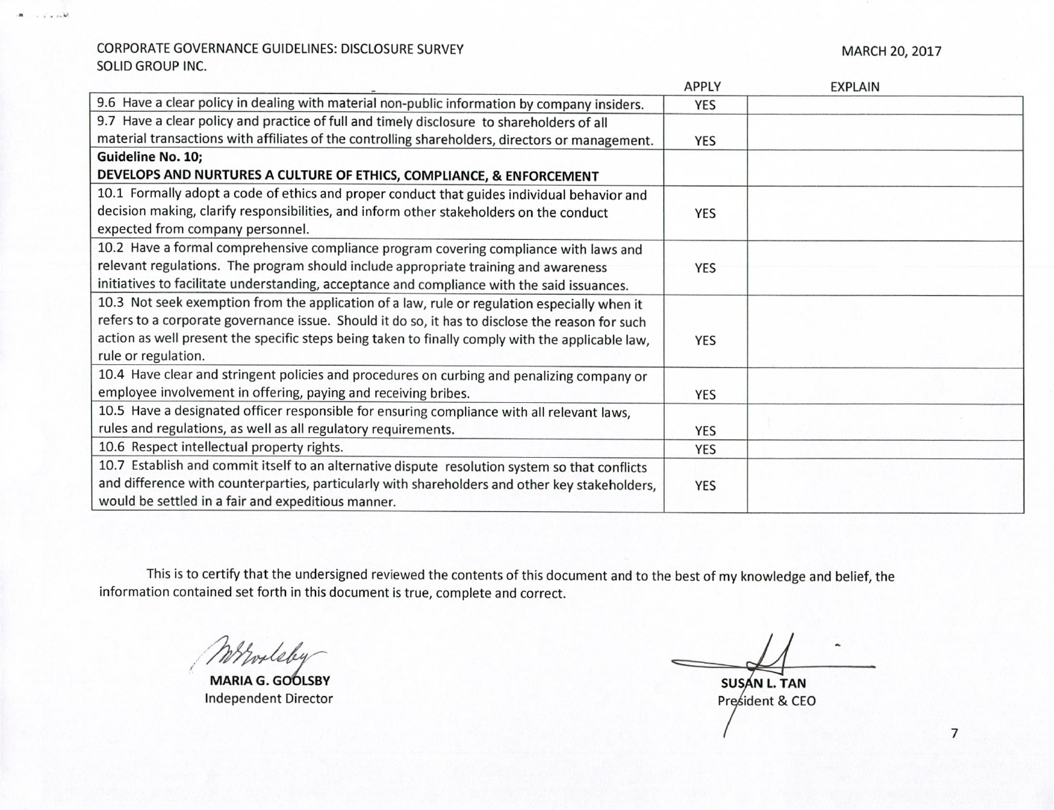| | APPLY | EXPLAIN |
|---|---|---|
| 9.6 Have a clear policy in dealing with material non-public information by company insiders. | YES | |
| 9.7 Have a clear policy and practice of full and timely disclosure to shareholders of all material transactions with affiliates of the controlling shareholders, directors or management. | YES | |
| **Guideline No. 10; DEVELOPS AND NURTURES A CULTURE OF ETHICS, COMPLIANCE, & ENFORCEMENT** | | |
| 10.1 Formally adopt a code of ethics and proper conduct that guides individual behavior and decision making, clarify responsibilities, and inform other stakeholders on the conduct expected from company personnel. | YES | |
| 10.2 Have a formal comprehensive compliance program covering compliance with laws and relevant regulations. The program should include appropriate training and awareness initiatives to facilitate understanding, acceptance and compliance with the said issuances. | YES | |
| 10.3 Not seek exemption from the application of a law, rule or regulation especially when it refers to a corporate governance issue. Should it do so, it has to disclose the reason for such action as well present the specific steps being taken to finally comply with the applicable law, rule or regulation. | YES | |
| 10.4 Have clear and stringent policies and procedures on curbing and penalizing company or employee involvement in offering, paying and receiving bribes. | YES | |
| 10.5 Have a designated officer responsible for ensuring compliance with all relevant laws, rules and regulations, as well as all regulatory requirements. | YES | |
| 10.6 Respect intellectual property rights. | YES | |
| 10.7 Establish and commit itself to an alternative dispute resolution system so that conflicts and difference with counterparties, particularly with shareholders and other key stakeholders, would be settled in a fair and expeditious manner. | YES | |

This is to certify that the undersigned reviewed the contents of this document and to the best of my knowledge and belief, the information contained set forth in this document is true, complete and correct.

**MARIA G. GOOLSBY**
Independent Director

**SUSAN L. TAN**
President & CEO